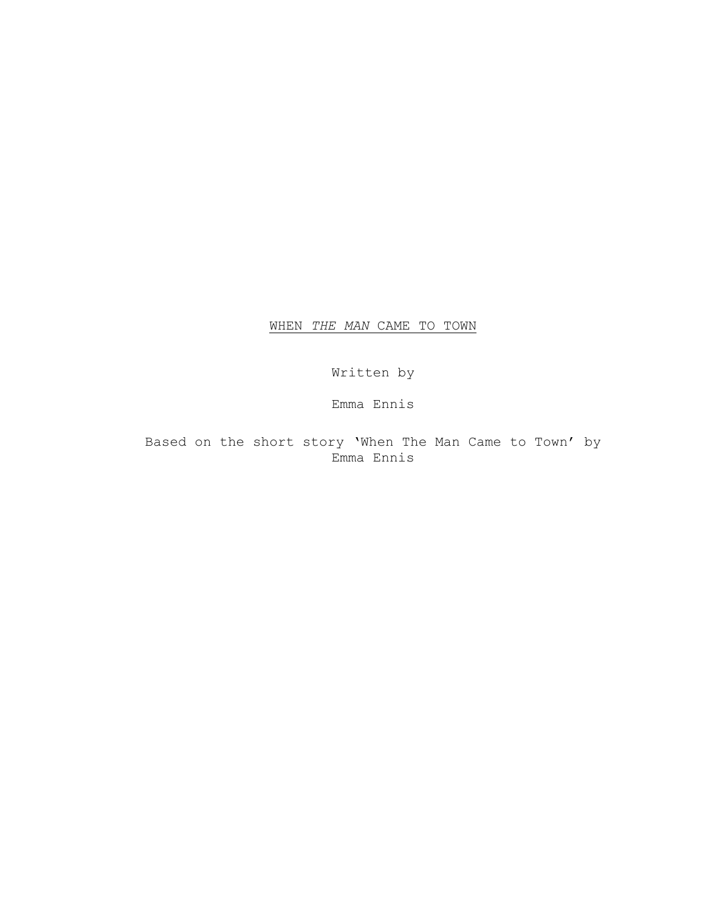<u>WHEN *THE MAN* CAME TO TOWN</u>

Written by

Emma Ennis

Based on the short story ‘When The Man Came to Town’ by Emma Ennis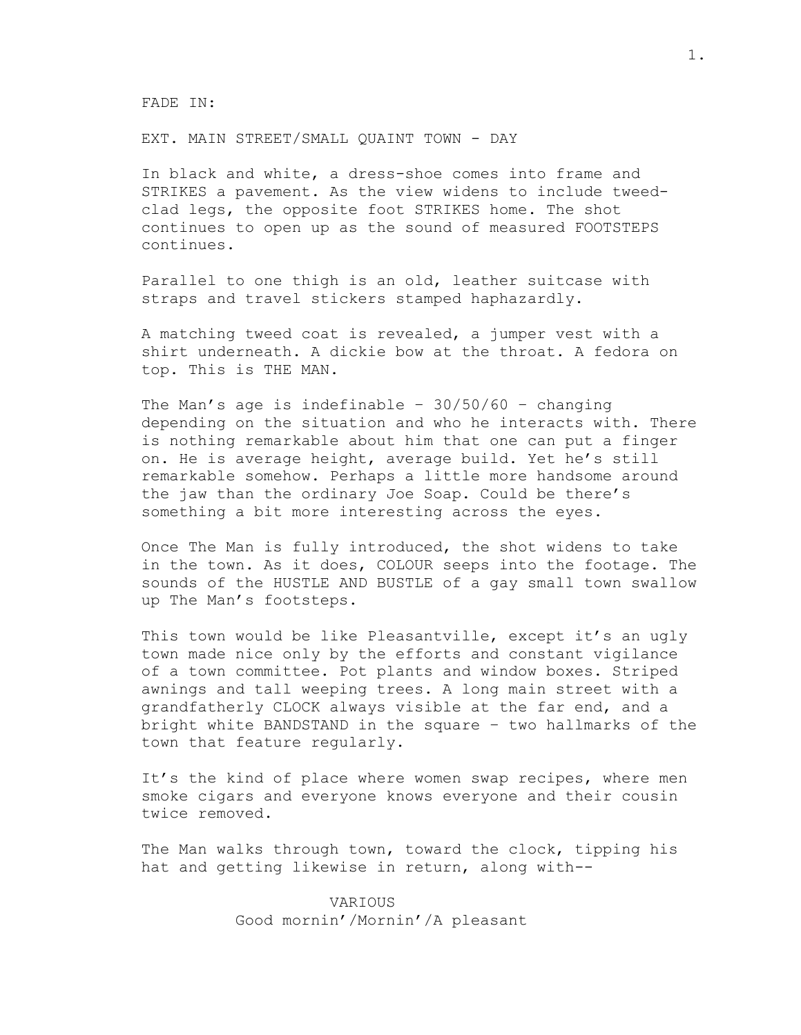FADE IN:

EXT. MAIN STREET/SMALL QUAINT TOWN - DAY

In black and white, a dress-shoe comes into frame and STRIKES a pavement. As the view widens to include tweed-clad legs, the opposite foot STRIKES home. The shot continues to open up as the sound of measured FOOTSTEPS continues.

Parallel to one thigh is an old, leather suitcase with straps and travel stickers stamped haphazardly.

A matching tweed coat is revealed, a jumper vest with a shirt underneath. A dickie bow at the throat. A fedora on top. This is THE MAN.

The Man's age is indefinable – 30/50/60 – changing depending on the situation and who he interacts with. There is nothing remarkable about him that one can put a finger on. He is average height, average build. Yet he's still remarkable somehow. Perhaps a little more handsome around the jaw than the ordinary Joe Soap. Could be there's something a bit more interesting across the eyes.

Once The Man is fully introduced, the shot widens to take in the town. As it does, COLOUR seeps into the footage. The sounds of the HUSTLE AND BUSTLE of a gay small town swallow up The Man's footsteps.

This town would be like Pleasantville, except it's an ugly town made nice only by the efforts and constant vigilance of a town committee. Pot plants and window boxes. Striped awnings and tall weeping trees. A long main street with a grandfatherly CLOCK always visible at the far end, and a bright white BANDSTAND in the square – two hallmarks of the town that feature regularly.

It's the kind of place where women swap recipes, where men smoke cigars and everyone knows everyone and their cousin twice removed.

The Man walks through town, toward the clock, tipping his hat and getting likewise in return, along with--

VARIOUS

Good mornin'/Mornin'/A pleasant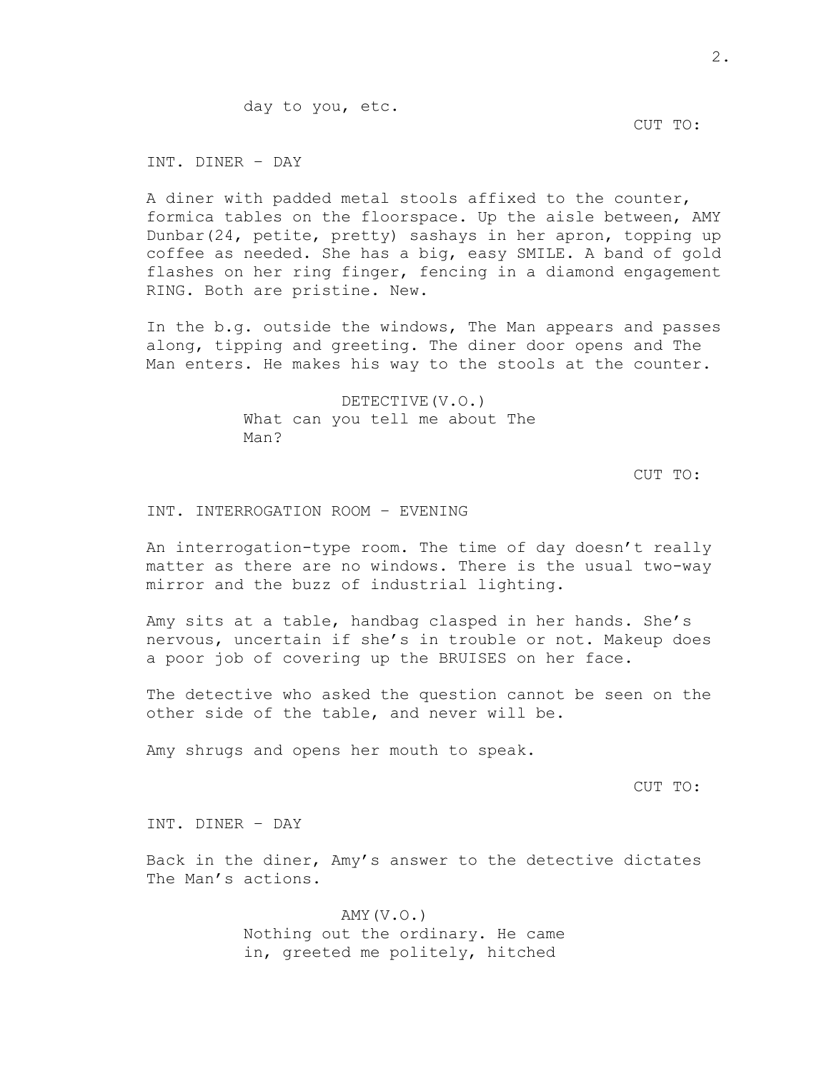day to you, etc.

CUT TO:

INT. DINER – DAY

A diner with padded metal stools affixed to the counter, formica tables on the floorspace. Up the aisle between, AMY Dunbar(24, petite, pretty) sashays in her apron, topping up coffee as needed. She has a big, easy SMILE. A band of gold flashes on her ring finger, fencing in a diamond engagement RING. Both are pristine. New.

In the b.g. outside the windows, The Man appears and passes along, tipping and greeting. The diner door opens and The Man enters. He makes his way to the stools at the counter.

DETECTIVE(V.O.)
What can you tell me about The Man?

CUT TO:

INT. INTERROGATION ROOM – EVENING

An interrogation-type room. The time of day doesn't really matter as there are no windows. There is the usual two-way mirror and the buzz of industrial lighting.

Amy sits at a table, handbag clasped in her hands. She's nervous, uncertain if she's in trouble or not. Makeup does a poor job of covering up the BRUISES on her face.

The detective who asked the question cannot be seen on the other side of the table, and never will be.

Amy shrugs and opens her mouth to speak.

CUT TO:

INT. DINER – DAY

Back in the diner, Amy's answer to the detective dictates The Man's actions.

AMY(V.O.)
Nothing out the ordinary. He came in, greeted me politely, hitched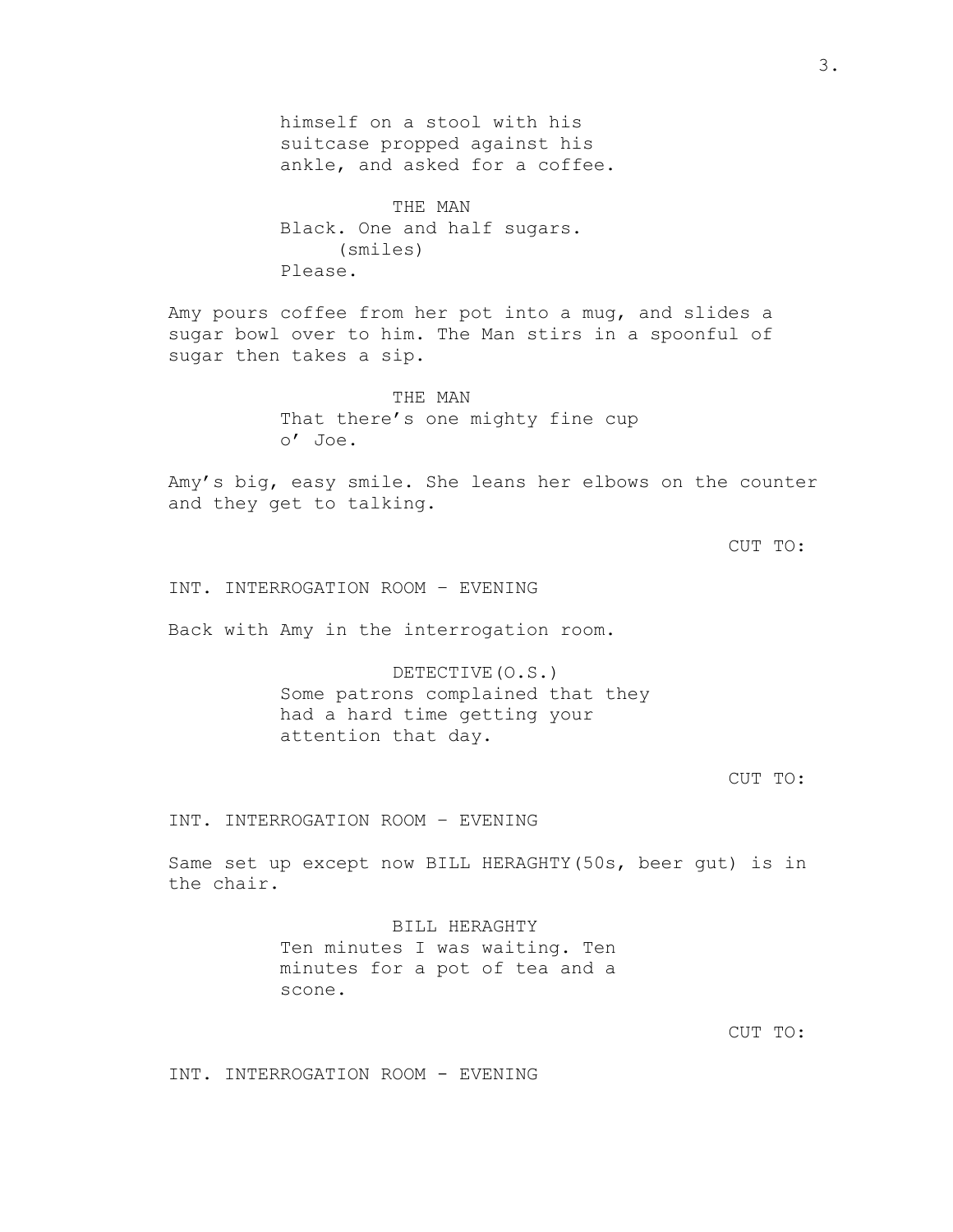himself on a stool with his suitcase propped against his ankle, and asked for a coffee.

THE MAN
Black. One and half sugars.
(smiles)
Please.

Amy pours coffee from her pot into a mug, and slides a sugar bowl over to him. The Man stirs in a spoonful of sugar then takes a sip.

THE MAN
That there's one mighty fine cup o' Joe.

Amy's big, easy smile. She leans her elbows on the counter and they get to talking.

CUT TO:

INT. INTERROGATION ROOM – EVENING

Back with Amy in the interrogation room.

DETECTIVE(O.S.)
Some patrons complained that they had a hard time getting your attention that day.

CUT TO:

INT. INTERROGATION ROOM – EVENING

Same set up except now BILL HERAGHTY(50s, beer gut) is in the chair.

BILL HERAGHTY
Ten minutes I was waiting. Ten minutes for a pot of tea and a scone.

CUT TO:

INT. INTERROGATION ROOM - EVENING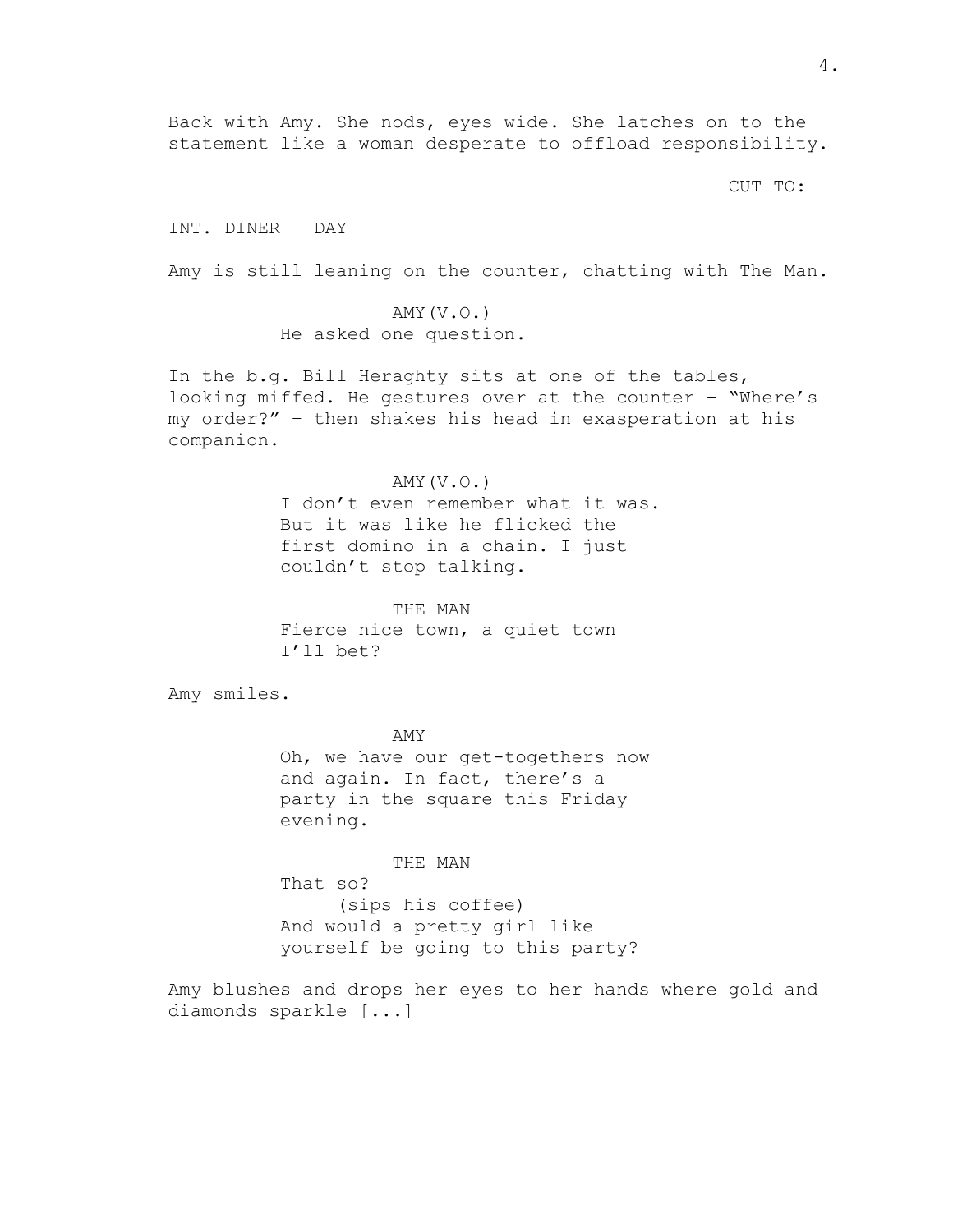Back with Amy. She nods, eyes wide. She latches on to the statement like a woman desperate to offload responsibility.

CUT TO:

INT. DINER – DAY

Amy is still leaning on the counter, chatting with The Man.

AMY(V.O.)
He asked one question.

In the b.g. Bill Heraghty sits at one of the tables, looking miffed. He gestures over at the counter – "Where's my order?" – then shakes his head in exasperation at his companion.

AMY(V.O.)
I don't even remember what it was. But it was like he flicked the first domino in a chain. I just couldn't stop talking.

THE MAN
Fierce nice town, a quiet town I'll bet?

Amy smiles.

AMY
Oh, we have our get-togethers now and again. In fact, there's a party in the square this Friday evening.

THE MAN
That so?
(sips his coffee)
And would a pretty girl like yourself be going to this party?

Amy blushes and drops her eyes to her hands where gold and diamonds sparkle [...]